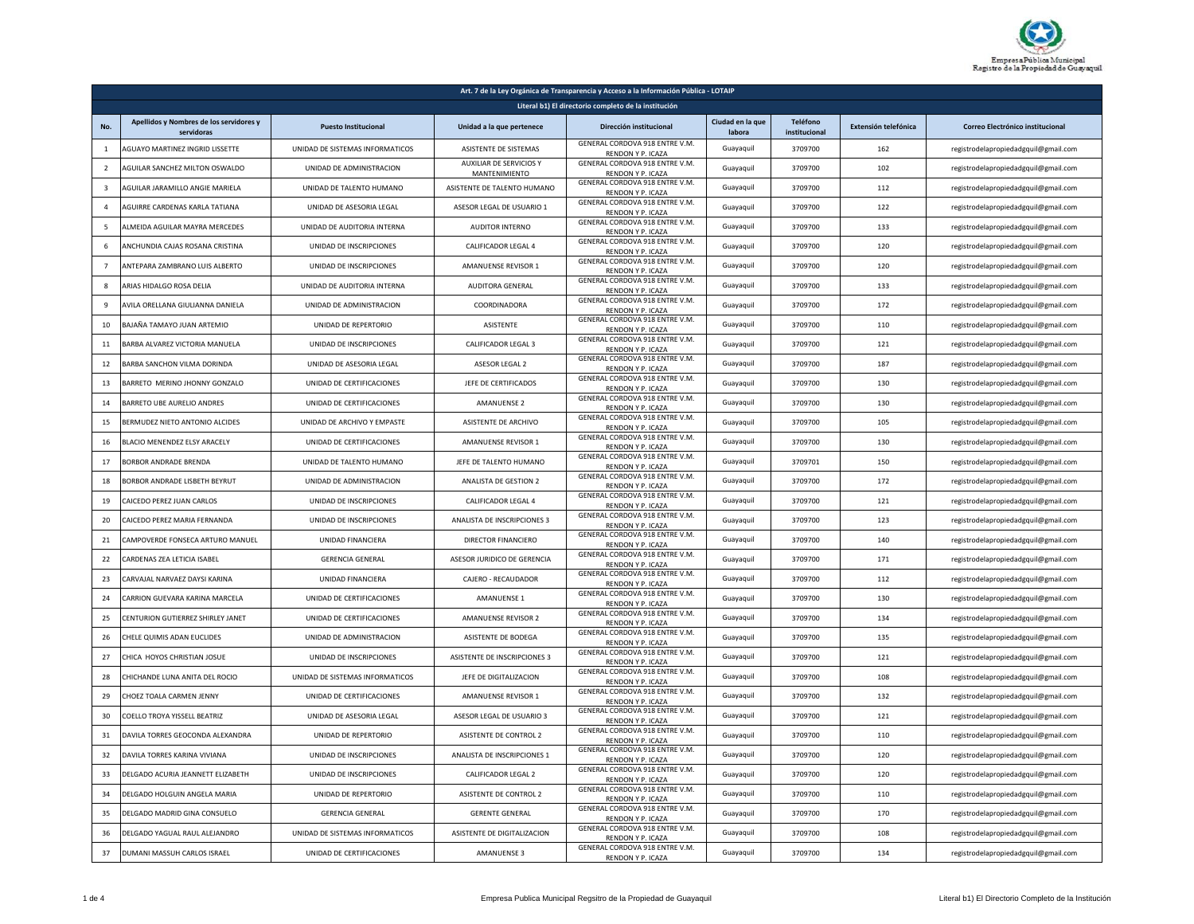Empresa Pública Municipal Registro de la Propiedad de Guayaquil

| Art. 7 de la Ley Orgánica de Transparencia y Acceso a la Información Pública - LOTAIP | | | | | | | |
|---|---|---|---|---|---|---|---|
| **Literal b1) El directorio completo de la institución** | | | | | | | |

| No. | Apellidos y Nombres de los servidores y servidoras | Puesto Institucional | Unidad a la que pertenece | Dirección institucional | Ciudad en la que labora | Teléfono institucional | Extensión telefónica | Correo Electrónico institucional |
|---|---|---|---|---|---|---|---|---|
| 1 | AGUAYO MARTINEZ INGRID LISSETTE | UNIDAD DE SISTEMAS INFORMATICOS | ASISTENTE DE SISTEMAS | GENERAL CORDOVA 918 ENTRE V.M. RENDON Y P. ICAZA | Guayaquil | 3709700 | 162 | registrodelapropiedadgquil@gmail.com |
| 2 | AGUILAR SANCHEZ MILTON OSWALDO | UNIDAD DE ADMINISTRACION | AUXILIAR DE SERVICIOS Y MANTENIMIENTO | GENERAL CORDOVA 918 ENTRE V.M. RENDON Y P. ICAZA | Guayaquil | 3709700 | 102 | registrodelapropiedadgquil@gmail.com |
| 3 | AGUILAR JARAMILLO ANGIE MARIELA | UNIDAD DE TALENTO HUMANO | ASISTENTE DE TALENTO HUMANO | GENERAL CORDOVA 918 ENTRE V.M. RENDON Y P. ICAZA | Guayaquil | 3709700 | 112 | registrodelapropiedadgquil@gmail.com |
| 4 | AGUIRRE CARDENAS KARLA TATIANA | UNIDAD DE ASESORIA LEGAL | ASESOR LEGAL DE USUARIO 1 | GENERAL CORDOVA 918 ENTRE V.M. RENDON Y P. ICAZA | Guayaquil | 3709700 | 122 | registrodelapropiedadgquil@gmail.com |
| 5 | ALMEIDA AGUILAR MAYRA MERCEDES | UNIDAD DE AUDITORIA INTERNA | AUDITOR INTERNO | GENERAL CORDOVA 918 ENTRE V.M. RENDON Y P. ICAZA | Guayaquil | 3709700 | 133 | registrodelapropiedadgquil@gmail.com |
| 6 | ANCHUNDIA CAJAS ROSANA CRISTINA | UNIDAD DE INSCRIPCIONES | CALIFICADOR LEGAL 4 | GENERAL CORDOVA 918 ENTRE V.M. RENDON Y P. ICAZA | Guayaquil | 3709700 | 120 | registrodelapropiedadgquil@gmail.com |
| 7 | ANTEPARA ZAMBRANO LUIS ALBERTO | UNIDAD DE INSCRIPCIONES | AMANUENSE REVISOR 1 | GENERAL CORDOVA 918 ENTRE V.M. RENDON Y P. ICAZA | Guayaquil | 3709700 | 120 | registrodelapropiedadgquil@gmail.com |
| 8 | ARIAS HIDALGO ROSA DELIA | UNIDAD DE AUDITORIA INTERNA | AUDITORA GENERAL | GENERAL CORDOVA 918 ENTRE V.M. RENDON Y P. ICAZA | Guayaquil | 3709700 | 133 | registrodelapropiedadgquil@gmail.com |
| 9 | AVILA ORELLANA GIULIANNA DANIELA | UNIDAD DE ADMINISTRACION | COORDINADORA | GENERAL CORDOVA 918 ENTRE V.M. RENDON Y P. ICAZA | Guayaquil | 3709700 | 172 | registrodelapropiedadgquil@gmail.com |
| 10 | BAJAÑA TAMAYO JUAN ARTEMIO | UNIDAD DE REPERTORIO | ASISTENTE | GENERAL CORDOVA 918 ENTRE V.M. RENDON Y P. ICAZA | Guayaquil | 3709700 | 110 | registrodelapropiedadgquil@gmail.com |
| 11 | BARBA ALVAREZ VICTORIA MANUELA | UNIDAD DE INSCRIPCIONES | CALIFICADOR LEGAL 3 | GENERAL CORDOVA 918 ENTRE V.M. RENDON Y P. ICAZA | Guayaquil | 3709700 | 121 | registrodelapropiedadgquil@gmail.com |
| 12 | BARBA SANCHON VILMA DORINDA | UNIDAD DE ASESORIA LEGAL | ASESOR LEGAL 2 | GENERAL CORDOVA 918 ENTRE V.M. RENDON Y P. ICAZA | Guayaquil | 3709700 | 187 | registrodelapropiedadgquil@gmail.com |
| 13 | BARRETO MERINO JHONNY GONZALO | UNIDAD DE CERTIFICACIONES | JEFE DE CERTIFICADOS | GENERAL CORDOVA 918 ENTRE V.M. RENDON Y P. ICAZA | Guayaquil | 3709700 | 130 | registrodelapropiedadgquil@gmail.com |
| 14 | BARRETO UBE AURELIO ANDRES | UNIDAD DE CERTIFICACIONES | AMANUENSE 2 | GENERAL CORDOVA 918 ENTRE V.M. RENDON Y P. ICAZA | Guayaquil | 3709700 | 130 | registrodelapropiedadgquil@gmail.com |
| 15 | BERMUDEZ NIETO ANTONIO ALCIDES | UNIDAD DE ARCHIVO Y EMPASTE | ASISTENTE DE ARCHIVO | GENERAL CORDOVA 918 ENTRE V.M. RENDON Y P. ICAZA | Guayaquil | 3709700 | 105 | registrodelapropiedadgquil@gmail.com |
| 16 | BLACIO MENENDEZ ELSY ARACELY | UNIDAD DE CERTIFICACIONES | AMANUENSE REVISOR 1 | GENERAL CORDOVA 918 ENTRE V.M. RENDON Y P. ICAZA | Guayaquil | 3709700 | 130 | registrodelapropiedadgquil@gmail.com |
| 17 | BORBOR ANDRADE BRENDA | UNIDAD DE TALENTO HUMANO | JEFE DE TALENTO HUMANO | GENERAL CORDOVA 918 ENTRE V.M. RENDON Y P. ICAZA | Guayaquil | 3709701 | 150 | registrodelapropiedadgquil@gmail.com |
| 18 | BORBOR ANDRADE LISBETH BEYRUT | UNIDAD DE ADMINISTRACION | ANALISTA DE GESTION 2 | GENERAL CORDOVA 918 ENTRE V.M. RENDON Y P. ICAZA | Guayaquil | 3709700 | 172 | registrodelapropiedadgquil@gmail.com |
| 19 | CAICEDO PEREZ JUAN CARLOS | UNIDAD DE INSCRIPCIONES | CALIFICADOR LEGAL 4 | GENERAL CORDOVA 918 ENTRE V.M. RENDON Y P. ICAZA | Guayaquil | 3709700 | 121 | registrodelapropiedadgquil@gmail.com |
| 20 | CAICEDO PEREZ MARIA FERNANDA | UNIDAD DE INSCRIPCIONES | ANALISTA DE INSCRIPCIONES 3 | GENERAL CORDOVA 918 ENTRE V.M. RENDON Y P. ICAZA | Guayaquil | 3709700 | 123 | registrodelapropiedadgquil@gmail.com |
| 21 | CAMPOVERDE FONSECA ARTURO MANUEL | UNIDAD FINANCIERA | DIRECTOR FINANCIERO | GENERAL CORDOVA 918 ENTRE V.M. RENDON Y P. ICAZA | Guayaquil | 3709700 | 140 | registrodelapropiedadgquil@gmail.com |
| 22 | CARDENAS ZEA LETICIA ISABEL | GERENCIA GENERAL | ASESOR JURIDICO DE GERENCIA | GENERAL CORDOVA 918 ENTRE V.M. RENDON Y P. ICAZA | Guayaquil | 3709700 | 171 | registrodelapropiedadgquil@gmail.com |
| 23 | CARVAJAL NARVAEZ DAYSI KARINA | UNIDAD FINANCIERA | CAJERO - RECAUDADOR | GENERAL CORDOVA 918 ENTRE V.M. RENDON Y P. ICAZA | Guayaquil | 3709700 | 112 | registrodelapropiedadgquil@gmail.com |
| 24 | CARRION GUEVARA KARINA MARCELA | UNIDAD DE CERTIFICACIONES | AMANUENSE 1 | GENERAL CORDOVA 918 ENTRE V.M. RENDON Y P. ICAZA | Guayaquil | 3709700 | 130 | registrodelapropiedadgquil@gmail.com |
| 25 | CENTURION GUTIERREZ SHIRLEY JANET | UNIDAD DE CERTIFICACIONES | AMANUENSE REVISOR 2 | GENERAL CORDOVA 918 ENTRE V.M. RENDON Y P. ICAZA | Guayaquil | 3709700 | 134 | registrodelapropiedadgquil@gmail.com |
| 26 | CHELE QUIMIS ADAN EUCLIDES | UNIDAD DE ADMINISTRACION | ASISTENTE DE BODEGA | GENERAL CORDOVA 918 ENTRE V.M. RENDON Y P. ICAZA | Guayaquil | 3709700 | 135 | registrodelapropiedadgquil@gmail.com |
| 27 | CHICA HOYOS CHRISTIAN JOSUE | UNIDAD DE INSCRIPCIONES | ASISTENTE DE INSCRIPCIONES 3 | GENERAL CORDOVA 918 ENTRE V.M. RENDON Y P. ICAZA | Guayaquil | 3709700 | 121 | registrodelapropiedadgquil@gmail.com |
| 28 | CHICHANDE LUNA ANITA DEL ROCIO | UNIDAD DE SISTEMAS INFORMATICOS | JEFE DE DIGITALIZACION | GENERAL CORDOVA 918 ENTRE V.M. RENDON Y P. ICAZA | Guayaquil | 3709700 | 108 | registrodelapropiedadgquil@gmail.com |
| 29 | CHOEZ TOALA CARMEN JENNY | UNIDAD DE CERTIFICACIONES | AMANUENSE REVISOR 1 | GENERAL CORDOVA 918 ENTRE V.M. RENDON Y P. ICAZA | Guayaquil | 3709700 | 132 | registrodelapropiedadgquil@gmail.com |
| 30 | COELLO TROYA YISSELL BEATRIZ | UNIDAD DE ASESORIA LEGAL | ASESOR LEGAL DE USUARIO 3 | GENERAL CORDOVA 918 ENTRE V.M. RENDON Y P. ICAZA | Guayaquil | 3709700 | 121 | registrodelapropiedadgquil@gmail.com |
| 31 | DAVILA TORRES GEOCONDA ALEXANDRA | UNIDAD DE REPERTORIO | ASISTENTE DE CONTROL 2 | GENERAL CORDOVA 918 ENTRE V.M. RENDON Y P. ICAZA | Guayaquil | 3709700 | 110 | registrodelapropiedadgquil@gmail.com |
| 32 | DAVILA TORRES KARINA VIVIANA | UNIDAD DE INSCRIPCIONES | ANALISTA DE INSCRIPCIONES 1 | GENERAL CORDOVA 918 ENTRE V.M. RENDON Y P. ICAZA | Guayaquil | 3709700 | 120 | registrodelapropiedadgquil@gmail.com |
| 33 | DELGADO ACURIA JEANNETT ELIZABETH | UNIDAD DE INSCRIPCIONES | CALIFICADOR LEGAL 2 | GENERAL CORDOVA 918 ENTRE V.M. RENDON Y P. ICAZA | Guayaquil | 3709700 | 120 | registrodelapropiedadgquil@gmail.com |
| 34 | DELGADO HOLGUIN ANGELA MARIA | UNIDAD DE REPERTORIO | ASISTENTE DE CONTROL 2 | GENERAL CORDOVA 918 ENTRE V.M. RENDON Y P. ICAZA | Guayaquil | 3709700 | 110 | registrodelapropiedadgquil@gmail.com |
| 35 | DELGADO MADRID GINA CONSUELO | GERENCIA GENERAL | GERENTE GENERAL | GENERAL CORDOVA 918 ENTRE V.M. RENDON Y P. ICAZA | Guayaquil | 3709700 | 170 | registrodelapropiedadgquil@gmail.com |
| 36 | DELGADO YAGUAL RAUL ALEJANDRO | UNIDAD DE SISTEMAS INFORMATICOS | ASISTENTE DE DIGITALIZACION | GENERAL CORDOVA 918 ENTRE V.M. RENDON Y P. ICAZA | Guayaquil | 3709700 | 108 | registrodelapropiedadgquil@gmail.com |
| 37 | DUMANI MASSUH CARLOS ISRAEL | UNIDAD DE CERTIFICACIONES | AMANUENSE 3 | GENERAL CORDOVA 918 ENTRE V.M. RENDON Y P. ICAZA | Guayaquil | 3709700 | 134 | registrodelapropiedadgquil@gmail.com |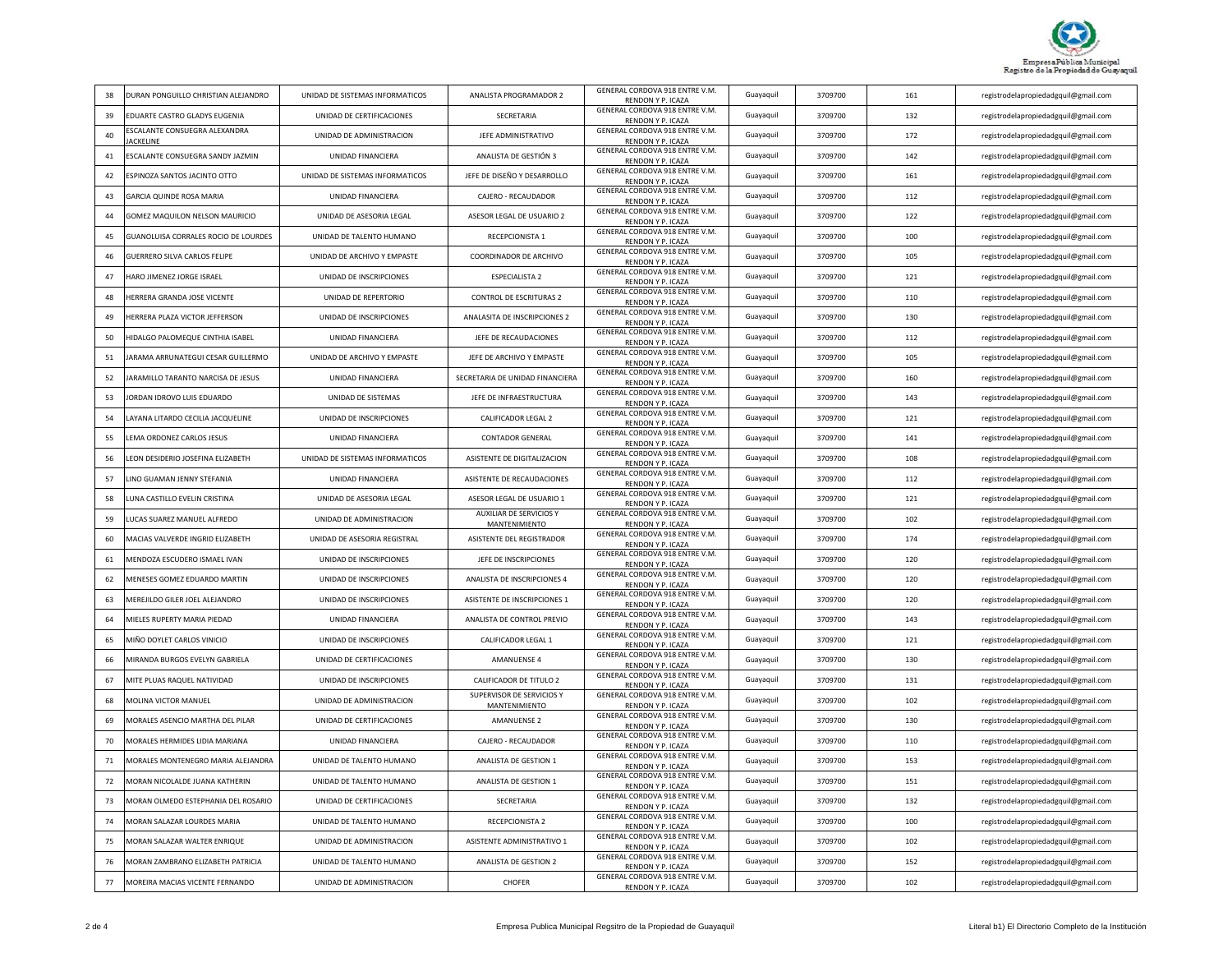| 38 | DURAN PONGUILLO CHRISTIAN ALEJANDRO | UNIDAD DE SISTEMAS INFORMATICOS | ANALISTA PROGRAMADOR 2 | GENERAL CORDOVA 918 ENTRE V.M. RENDON Y P. ICAZA | Guayaquil | 3709700 | 161 | registrodelapropiedadgquil@gmail.com |
|---|---|---|---|---|---|---|---|---|
| 39 | EDUARTE CASTRO GLADYS EUGENIA | UNIDAD DE CERTIFICACIONES | SECRETARIA | GENERAL CORDOVA 918 ENTRE V.M. RENDON Y P. ICAZA | Guayaquil | 3709700 | 132 | registrodelapropiedadgquil@gmail.com |
| 40 | ESCALANTE CONSUEGRA ALEXANDRA JACKELINE | UNIDAD DE ADMINISTRACION | JEFE ADMINISTRATIVO | GENERAL CORDOVA 918 ENTRE V.M. RENDON Y P. ICAZA | Guayaquil | 3709700 | 172 | registrodelapropiedadgquil@gmail.com |
| 41 | ESCALANTE CONSUEGRA SANDY JAZMIN | UNIDAD FINANCIERA | ANALISTA DE GESTIÓN 3 | GENERAL CORDOVA 918 ENTRE V.M. RENDON Y P. ICAZA | Guayaquil | 3709700 | 142 | registrodelapropiedadgquil@gmail.com |
| 42 | ESPINOZA SANTOS JACINTO OTTO | UNIDAD DE SISTEMAS INFORMATICOS | JEFE DE DISEÑO Y DESARROLLO | GENERAL CORDOVA 918 ENTRE V.M. RENDON Y P. ICAZA | Guayaquil | 3709700 | 161 | registrodelapropiedadgquil@gmail.com |
| 43 | GARCIA QUINDE ROSA MARIA | UNIDAD FINANCIERA | CAJERO - RECAUDADOR | GENERAL CORDOVA 918 ENTRE V.M. RENDON Y P. ICAZA | Guayaquil | 3709700 | 112 | registrodelapropiedadgquil@gmail.com |
| 44 | GOMEZ MAQUILON NELSON MAURICIO | UNIDAD DE ASESORIA LEGAL | ASESOR LEGAL DE USUARIO 2 | GENERAL CORDOVA 918 ENTRE V.M. RENDON Y P. ICAZA | Guayaquil | 3709700 | 122 | registrodelapropiedadgquil@gmail.com |
| 45 | GUANOLUISA CORRALES ROCIO DE LOURDES | UNIDAD DE TALENTO HUMANO | RECEPCIONISTA 1 | GENERAL CORDOVA 918 ENTRE V.M. RENDON Y P. ICAZA | Guayaquil | 3709700 | 100 | registrodelapropiedadgquil@gmail.com |
| 46 | GUERRERO SILVA CARLOS FELIPE | UNIDAD DE ARCHIVO Y EMPASTE | COORDINADOR DE ARCHIVO | GENERAL CORDOVA 918 ENTRE V.M. RENDON Y P. ICAZA | Guayaquil | 3709700 | 105 | registrodelapropiedadgquil@gmail.com |
| 47 | HARO JIMENEZ JORGE ISRAEL | UNIDAD DE INSCRIPCIONES | ESPECIALISTA 2 | GENERAL CORDOVA 918 ENTRE V.M. RENDON Y P. ICAZA | Guayaquil | 3709700 | 121 | registrodelapropiedadgquil@gmail.com |
| 48 | HERRERA GRANDA JOSE VICENTE | UNIDAD DE REPERTORIO | CONTROL DE ESCRITURAS 2 | GENERAL CORDOVA 918 ENTRE V.M. RENDON Y P. ICAZA | Guayaquil | 3709700 | 110 | registrodelapropiedadgquil@gmail.com |
| 49 | HERRERA PLAZA VICTOR JEFFERSON | UNIDAD DE INSCRIPCIONES | ANALASITA DE INSCRIPCIONES 2 | GENERAL CORDOVA 918 ENTRE V.M. RENDON Y P. ICAZA | Guayaquil | 3709700 | 130 | registrodelapropiedadgquil@gmail.com |
| 50 | HIDALGO PALOMEQUE CINTHIA ISABEL | UNIDAD FINANCIERA | JEFE DE RECAUDACIONES | GENERAL CORDOVA 918 ENTRE V.M. RENDON Y P. ICAZA | Guayaquil | 3709700 | 112 | registrodelapropiedadgquil@gmail.com |
| 51 | JARAMA ARRUNATEGUI CESAR GUILLERMO | UNIDAD DE ARCHIVO Y EMPASTE | JEFE DE ARCHIVO Y EMPASTE | GENERAL CORDOVA 918 ENTRE V.M. RENDON Y P. ICAZA | Guayaquil | 3709700 | 105 | registrodelapropiedadgquil@gmail.com |
| 52 | JARAMILLO TARANTO NARCISA DE JESUS | UNIDAD FINANCIERA | SECRETARIA DE UNIDAD FINANCIERA | GENERAL CORDOVA 918 ENTRE V.M. RENDON Y P. ICAZA | Guayaquil | 3709700 | 160 | registrodelapropiedadgquil@gmail.com |
| 53 | JORDAN IDROVO LUIS EDUARDO | UNIDAD DE SISTEMAS | JEFE DE INFRAESTRUCTURA | GENERAL CORDOVA 918 ENTRE V.M. RENDON Y P. ICAZA | Guayaquil | 3709700 | 143 | registrodelapropiedadgquil@gmail.com |
| 54 | LAYANA LITARDO CECILIA JACQUELINE | UNIDAD DE INSCRIPCIONES | CALIFICADOR LEGAL 2 | GENERAL CORDOVA 918 ENTRE V.M. RENDON Y P. ICAZA | Guayaquil | 3709700 | 121 | registrodelapropiedadgquil@gmail.com |
| 55 | LEMA ORDONEZ CARLOS JESUS | UNIDAD FINANCIERA | CONTADOR GENERAL | GENERAL CORDOVA 918 ENTRE V.M. RENDON Y P. ICAZA | Guayaquil | 3709700 | 141 | registrodelapropiedadgquil@gmail.com |
| 56 | LEON DESIDERIO JOSEFINA ELIZABETH | UNIDAD DE SISTEMAS INFORMATICOS | ASISTENTE DE DIGITALIZACION | GENERAL CORDOVA 918 ENTRE V.M. RENDON Y P. ICAZA | Guayaquil | 3709700 | 108 | registrodelapropiedadgquil@gmail.com |
| 57 | LINO GUAMAN JENNY STEFANIA | UNIDAD FINANCIERA | ASISTENTE DE RECAUDACIONES | GENERAL CORDOVA 918 ENTRE V.M. RENDON Y P. ICAZA | Guayaquil | 3709700 | 112 | registrodelapropiedadgquil@gmail.com |
| 58 | LUNA CASTILLO EVELIN CRISTINA | UNIDAD DE ASESORIA LEGAL | ASESOR LEGAL DE USUARIO 1 | GENERAL CORDOVA 918 ENTRE V.M. RENDON Y P. ICAZA | Guayaquil | 3709700 | 121 | registrodelapropiedadgquil@gmail.com |
| 59 | LUCAS SUAREZ MANUEL ALFREDO | UNIDAD DE ADMINISTRACION | AUXILIAR DE SERVICIOS Y MANTENIMIENTO | GENERAL CORDOVA 918 ENTRE V.M. RENDON Y P. ICAZA | Guayaquil | 3709700 | 102 | registrodelapropiedadgquil@gmail.com |
| 60 | MACIAS VALVERDE INGRID ELIZABETH | UNIDAD DE ASESORIA REGISTRAL | ASISTENTE DEL REGISTRADOR | GENERAL CORDOVA 918 ENTRE V.M. RENDON Y P. ICAZA | Guayaquil | 3709700 | 174 | registrodelapropiedadgquil@gmail.com |
| 61 | MENDOZA ESCUDERO ISMAEL IVAN | UNIDAD DE INSCRIPCIONES | JEFE DE INSCRIPCIONES | GENERAL CORDOVA 918 ENTRE V.M. RENDON Y P. ICAZA | Guayaquil | 3709700 | 120 | registrodelapropiedadgquil@gmail.com |
| 62 | MENESES GOMEZ EDUARDO MARTIN | UNIDAD DE INSCRIPCIONES | ANALISTA DE INSCRIPCIONES 4 | GENERAL CORDOVA 918 ENTRE V.M. RENDON Y P. ICAZA | Guayaquil | 3709700 | 120 | registrodelapropiedadgquil@gmail.com |
| 63 | MEREJILDO GILER JOEL ALEJANDRO | UNIDAD DE INSCRIPCIONES | ASISTENTE DE INSCRIPCIONES 1 | GENERAL CORDOVA 918 ENTRE V.M. RENDON Y P. ICAZA | Guayaquil | 3709700 | 120 | registrodelapropiedadgquil@gmail.com |
| 64 | MIELES RUPERTY MARIA PIEDAD | UNIDAD FINANCIERA | ANALISTA DE CONTROL PREVIO | GENERAL CORDOVA 918 ENTRE V.M. RENDON Y P. ICAZA | Guayaquil | 3709700 | 143 | registrodelapropiedadgquil@gmail.com |
| 65 | MIÑO DOYLET CARLOS VINICIO | UNIDAD DE INSCRIPCIONES | CALIFICADOR LEGAL 1 | GENERAL CORDOVA 918 ENTRE V.M. RENDON Y P. ICAZA | Guayaquil | 3709700 | 121 | registrodelapropiedadgquil@gmail.com |
| 66 | MIRANDA BURGOS EVELYN GABRIELA | UNIDAD DE CERTIFICACIONES | AMANUENSE 4 | GENERAL CORDOVA 918 ENTRE V.M. RENDON Y P. ICAZA | Guayaquil | 3709700 | 130 | registrodelapropiedadgquil@gmail.com |
| 67 | MITE PLUAS RAQUEL NATIVIDAD | UNIDAD DE INSCRIPCIONES | CALIFICADOR DE TITULO 2 | GENERAL CORDOVA 918 ENTRE V.M. RENDON Y P. ICAZA | Guayaquil | 3709700 | 131 | registrodelapropiedadgquil@gmail.com |
| 68 | MOLINA VICTOR MANUEL | UNIDAD DE ADMINISTRACION | SUPERVISOR DE SERVICIOS Y MANTENIMIENTO | GENERAL CORDOVA 918 ENTRE V.M. RENDON Y P. ICAZA | Guayaquil | 3709700 | 102 | registrodelapropiedadgquil@gmail.com |
| 69 | MORALES ASENCIO MARTHA DEL PILAR | UNIDAD DE CERTIFICACIONES | AMANUENSE 2 | GENERAL CORDOVA 918 ENTRE V.M. RENDON Y P. ICAZA | Guayaquil | 3709700 | 130 | registrodelapropiedadgquil@gmail.com |
| 70 | MORALES HERMIDES LIDIA MARIANA | UNIDAD FINANCIERA | CAJERO - RECAUDADOR | GENERAL CORDOVA 918 ENTRE V.M. RENDON Y P. ICAZA | Guayaquil | 3709700 | 110 | registrodelapropiedadgquil@gmail.com |
| 71 | MORALES MONTENEGRO MARIA ALEJANDRA | UNIDAD DE TALENTO HUMANO | ANALISTA DE GESTION 1 | GENERAL CORDOVA 918 ENTRE V.M. RENDON Y P. ICAZA | Guayaquil | 3709700 | 153 | registrodelapropiedadgquil@gmail.com |
| 72 | MORAN NICOLALDE JUANA KATHERIN | UNIDAD DE TALENTO HUMANO | ANALISTA DE GESTION 1 | GENERAL CORDOVA 918 ENTRE V.M. RENDON Y P. ICAZA | Guayaquil | 3709700 | 151 | registrodelapropiedadgquil@gmail.com |
| 73 | MORAN OLMEDO ESTEPHANIA DEL ROSARIO | UNIDAD DE CERTIFICACIONES | SECRETARIA | GENERAL CORDOVA 918 ENTRE V.M. RENDON Y P. ICAZA | Guayaquil | 3709700 | 132 | registrodelapropiedadgquil@gmail.com |
| 74 | MORAN SALAZAR LOURDES MARIA | UNIDAD DE TALENTO HUMANO | RECEPCIONISTA 2 | GENERAL CORDOVA 918 ENTRE V.M. RENDON Y P. ICAZA | Guayaquil | 3709700 | 100 | registrodelapropiedadgquil@gmail.com |
| 75 | MORAN SALAZAR WALTER ENRIQUE | UNIDAD DE ADMINISTRACION | ASISTENTE ADMINISTRATIVO 1 | GENERAL CORDOVA 918 ENTRE V.M. RENDON Y P. ICAZA | Guayaquil | 3709700 | 102 | registrodelapropiedadgquil@gmail.com |
| 76 | MORAN ZAMBRANO ELIZABETH PATRICIA | UNIDAD DE TALENTO HUMANO | ANALISTA DE GESTION 2 | GENERAL CORDOVA 918 ENTRE V.M. RENDON Y P. ICAZA | Guayaquil | 3709700 | 152 | registrodelapropiedadgquil@gmail.com |
| 77 | MOREIRA MACIAS VICENTE FERNANDO | UNIDAD DE ADMINISTRACION | CHOFER | GENERAL CORDOVA 918 ENTRE V.M. RENDON Y P. ICAZA | Guayaquil | 3709700 | 102 | registrodelapropiedadgquil@gmail.com |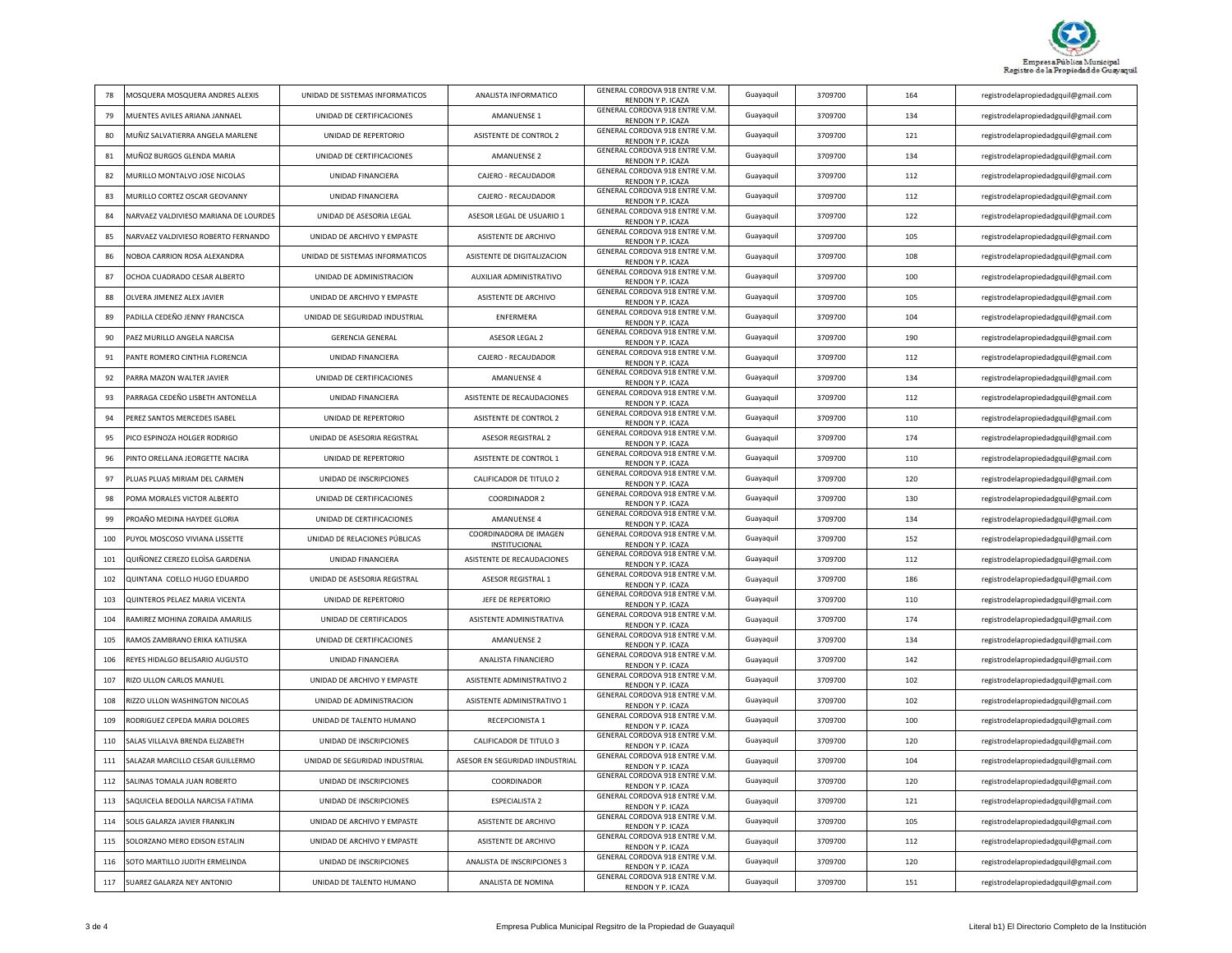| 78 | MOSQUERA MOSQUERA ANDRES ALEXIS | UNIDAD DE SISTEMAS INFORMATICOS | ANALISTA INFORMATICO | GENERAL CORDOVA 918 ENTRE V.M. RENDON Y P. ICAZA | Guayaquil | 3709700 | 164 | registrodelapropiedadgquil@gmail.com |
|---|---|---|---|---|---|---|---|---|
| 79 | MUENTES AVILES ARIANA JANNAEL | UNIDAD DE CERTIFICACIONES | AMANUENSE 1 | GENERAL CORDOVA 918 ENTRE V.M. RENDON Y P. ICAZA | Guayaquil | 3709700 | 134 | registrodelapropiedadgquil@gmail.com |
| 80 | MUÑIZ SALVATIERRA ANGELA MARLENE | UNIDAD DE REPERTORIO | ASISTENTE DE CONTROL 2 | GENERAL CORDOVA 918 ENTRE V.M. RENDON Y P. ICAZA | Guayaquil | 3709700 | 121 | registrodelapropiedadgquil@gmail.com |
| 81 | MUÑOZ BURGOS GLENDA MARIA | UNIDAD DE CERTIFICACIONES | AMANUENSE 2 | GENERAL CORDOVA 918 ENTRE V.M. RENDON Y P. ICAZA | Guayaquil | 3709700 | 134 | registrodelapropiedadgquil@gmail.com |
| 82 | MURILLO MONTALVO JOSE NICOLAS | UNIDAD FINANCIERA | CAJERO - RECAUDADOR | GENERAL CORDOVA 918 ENTRE V.M. RENDON Y P. ICAZA | Guayaquil | 3709700 | 112 | registrodelapropiedadgquil@gmail.com |
| 83 | MURILLO CORTEZ OSCAR GEOVANNY | UNIDAD FINANCIERA | CAJERO - RECAUDADOR | GENERAL CORDOVA 918 ENTRE V.M. RENDON Y P. ICAZA | Guayaquil | 3709700 | 112 | registrodelapropiedadgquil@gmail.com |
| 84 | NARVAEZ VALDIVIESO MARIANA DE LOURDES | UNIDAD DE ASESORIA LEGAL | ASESOR LEGAL DE USUARIO 1 | GENERAL CORDOVA 918 ENTRE V.M. RENDON Y P. ICAZA | Guayaquil | 3709700 | 122 | registrodelapropiedadgquil@gmail.com |
| 85 | NARVAEZ VALDIVIESO ROBERTO FERNANDO | UNIDAD DE ARCHIVO Y EMPASTE | ASISTENTE DE ARCHIVO | GENERAL CORDOVA 918 ENTRE V.M. RENDON Y P. ICAZA | Guayaquil | 3709700 | 105 | registrodelapropiedadgquil@gmail.com |
| 86 | NOBOA CARRION ROSA ALEXANDRA | UNIDAD DE SISTEMAS INFORMATICOS | ASISTENTE DE DIGITALIZACION | GENERAL CORDOVA 918 ENTRE V.M. RENDON Y P. ICAZA | Guayaquil | 3709700 | 108 | registrodelapropiedadgquil@gmail.com |
| 87 | OCHOA CUADRADO CESAR ALBERTO | UNIDAD DE ADMINISTRACION | AUXILIAR ADMINISTRATIVO | GENERAL CORDOVA 918 ENTRE V.M. RENDON Y P. ICAZA | Guayaquil | 3709700 | 100 | registrodelapropiedadgquil@gmail.com |
| 88 | OLVERA JIMENEZ ALEX JAVIER | UNIDAD DE ARCHIVO Y EMPASTE | ASISTENTE DE ARCHIVO | GENERAL CORDOVA 918 ENTRE V.M. RENDON Y P. ICAZA | Guayaquil | 3709700 | 105 | registrodelapropiedadgquil@gmail.com |
| 89 | PADILLA CEDEÑO JENNY FRANCISCA | UNIDAD DE SEGURIDAD INDUSTRIAL | ENFERMERA | GENERAL CORDOVA 918 ENTRE V.M. RENDON Y P. ICAZA | Guayaquil | 3709700 | 104 | registrodelapropiedadgquil@gmail.com |
| 90 | PAEZ MURILLO ANGELA NARCISA | GERENCIA GENERAL | ASESOR LEGAL 2 | GENERAL CORDOVA 918 ENTRE V.M. RENDON Y P. ICAZA | Guayaquil | 3709700 | 190 | registrodelapropiedadgquil@gmail.com |
| 91 | PANTE ROMERO CINTHIA FLORENCIA | UNIDAD FINANCIERA | CAJERO - RECAUDADOR | GENERAL CORDOVA 918 ENTRE V.M. RENDON Y P. ICAZA | Guayaquil | 3709700 | 112 | registrodelapropiedadgquil@gmail.com |
| 92 | PARRA MAZON WALTER JAVIER | UNIDAD DE CERTIFICACIONES | AMANUENSE 4 | GENERAL CORDOVA 918 ENTRE V.M. RENDON Y P. ICAZA | Guayaquil | 3709700 | 134 | registrodelapropiedadgquil@gmail.com |
| 93 | PARRAGA CEDEÑO LISBETH ANTONELLA | UNIDAD FINANCIERA | ASISTENTE DE RECAUDACIONES | GENERAL CORDOVA 918 ENTRE V.M. RENDON Y P. ICAZA | Guayaquil | 3709700 | 112 | registrodelapropiedadgquil@gmail.com |
| 94 | PEREZ SANTOS MERCEDES ISABEL | UNIDAD DE REPERTORIO | ASISTENTE DE CONTROL 2 | GENERAL CORDOVA 918 ENTRE V.M. RENDON Y P. ICAZA | Guayaquil | 3709700 | 110 | registrodelapropiedadgquil@gmail.com |
| 95 | PICO ESPINOZA HOLGER RODRIGO | UNIDAD DE ASESORIA REGISTRAL | ASESOR REGISTRAL 2 | GENERAL CORDOVA 918 ENTRE V.M. RENDON Y P. ICAZA | Guayaquil | 3709700 | 174 | registrodelapropiedadgquil@gmail.com |
| 96 | PINTO ORELLANA JEORGETTE NACIRA | UNIDAD DE REPERTORIO | ASISTENTE DE CONTROL 1 | GENERAL CORDOVA 918 ENTRE V.M. RENDON Y P. ICAZA | Guayaquil | 3709700 | 110 | registrodelapropiedadgquil@gmail.com |
| 97 | PLUAS PLUAS MIRIAM DEL CARMEN | UNIDAD DE INSCRIPCIONES | CALIFICADOR DE TITULO 2 | GENERAL CORDOVA 918 ENTRE V.M. RENDON Y P. ICAZA | Guayaquil | 3709700 | 120 | registrodelapropiedadgquil@gmail.com |
| 98 | POMA MORALES VICTOR ALBERTO | UNIDAD DE CERTIFICACIONES | COORDINADOR 2 | GENERAL CORDOVA 918 ENTRE V.M. RENDON Y P. ICAZA | Guayaquil | 3709700 | 130 | registrodelapropiedadgquil@gmail.com |
| 99 | PROAÑO MEDINA HAYDEE GLORIA | UNIDAD DE CERTIFICACIONES | AMANUENSE 4 | GENERAL CORDOVA 918 ENTRE V.M. RENDON Y P. ICAZA | Guayaquil | 3709700 | 134 | registrodelapropiedadgquil@gmail.com |
| 100 | PUYOL MOSCOSO VIVIANA LISSETTE | UNIDAD DE RELACIONES PÚBLICAS | COORDINADORA DE IMAGEN INSTITUCIONAL | GENERAL CORDOVA 918 ENTRE V.M. RENDON Y P. ICAZA | Guayaquil | 3709700 | 152 | registrodelapropiedadgquil@gmail.com |
| 101 | QUIÑONEZ CEREZO ELOÍSA GARDENIA | UNIDAD FINANCIERA | ASISTENTE DE RECAUDACIONES | GENERAL CORDOVA 918 ENTRE V.M. RENDON Y P. ICAZA | Guayaquil | 3709700 | 112 | registrodelapropiedadgquil@gmail.com |
| 102 | QUINTANA COELLO HUGO EDUARDO | UNIDAD DE ASESORIA REGISTRAL | ASESOR REGISTRAL 1 | GENERAL CORDOVA 918 ENTRE V.M. RENDON Y P. ICAZA | Guayaquil | 3709700 | 186 | registrodelapropiedadgquil@gmail.com |
| 103 | QUINTEROS PELAEZ MARIA VICENTA | UNIDAD DE REPERTORIO | JEFE DE REPERTORIO | GENERAL CORDOVA 918 ENTRE V.M. RENDON Y P. ICAZA | Guayaquil | 3709700 | 110 | registrodelapropiedadgquil@gmail.com |
| 104 | RAMIREZ MOHINA ZORAIDA AMARILIS | UNIDAD DE CERTIFICADOS | ASISTENTE ADMINISTRATIVA | GENERAL CORDOVA 918 ENTRE V.M. RENDON Y P. ICAZA | Guayaquil | 3709700 | 174 | registrodelapropiedadgquil@gmail.com |
| 105 | RAMOS ZAMBRANO ERIKA KATIUSKA | UNIDAD DE CERTIFICACIONES | AMANUENSE 2 | GENERAL CORDOVA 918 ENTRE V.M. RENDON Y P. ICAZA | Guayaquil | 3709700 | 134 | registrodelapropiedadgquil@gmail.com |
| 106 | REYES HIDALGO BELISARIO AUGUSTO | UNIDAD FINANCIERA | ANALISTA FINANCIERO | GENERAL CORDOVA 918 ENTRE V.M. RENDON Y P. ICAZA | Guayaquil | 3709700 | 142 | registrodelapropiedadgquil@gmail.com |
| 107 | RIZO ULLON CARLOS MANUEL | UNIDAD DE ARCHIVO Y EMPASTE | ASISTENTE ADMINISTRATIVO 2 | GENERAL CORDOVA 918 ENTRE V.M. RENDON Y P. ICAZA | Guayaquil | 3709700 | 102 | registrodelapropiedadgquil@gmail.com |
| 108 | RIZZO ULLON WASHINGTON NICOLAS | UNIDAD DE ADMINISTRACION | ASISTENTE ADMINISTRATIVO 1 | GENERAL CORDOVA 918 ENTRE V.M. RENDON Y P. ICAZA | Guayaquil | 3709700 | 102 | registrodelapropiedadgquil@gmail.com |
| 109 | RODRIGUEZ CEPEDA MARIA DOLORES | UNIDAD DE TALENTO HUMANO | RECEPCIONISTA 1 | GENERAL CORDOVA 918 ENTRE V.M. RENDON Y P. ICAZA | Guayaquil | 3709700 | 100 | registrodelapropiedadgquil@gmail.com |
| 110 | SALAS VILLALVA BRENDA ELIZABETH | UNIDAD DE INSCRIPCIONES | CALIFICADOR DE TITULO 3 | GENERAL CORDOVA 918 ENTRE V.M. RENDON Y P. ICAZA | Guayaquil | 3709700 | 120 | registrodelapropiedadgquil@gmail.com |
| 111 | SALAZAR MARCILLO CESAR GUILLERMO | UNIDAD DE SEGURIDAD INDUSTRIAL | ASESOR EN SEGURIDAD IINDUSTRIAL | GENERAL CORDOVA 918 ENTRE V.M. RENDON Y P. ICAZA | Guayaquil | 3709700 | 104 | registrodelapropiedadgquil@gmail.com |
| 112 | SALINAS TOMALA JUAN ROBERTO | UNIDAD DE INSCRIPCIONES | COORDINADOR | GENERAL CORDOVA 918 ENTRE V.M. RENDON Y P. ICAZA | Guayaquil | 3709700 | 120 | registrodelapropiedadgquil@gmail.com |
| 113 | SAQUICELA BEDOLLA NARCISA FATIMA | UNIDAD DE INSCRIPCIONES | ESPECIALISTA 2 | GENERAL CORDOVA 918 ENTRE V.M. RENDON Y P. ICAZA | Guayaquil | 3709700 | 121 | registrodelapropiedadgquil@gmail.com |
| 114 | SOLIS GALARZA JAVIER FRANKLIN | UNIDAD DE ARCHIVO Y EMPASTE | ASISTENTE DE ARCHIVO | GENERAL CORDOVA 918 ENTRE V.M. RENDON Y P. ICAZA | Guayaquil | 3709700 | 105 | registrodelapropiedadgquil@gmail.com |
| 115 | SOLORZANO MERO EDISON ESTALIN | UNIDAD DE ARCHIVO Y EMPASTE | ASISTENTE DE ARCHIVO | GENERAL CORDOVA 918 ENTRE V.M. RENDON Y P. ICAZA | Guayaquil | 3709700 | 112 | registrodelapropiedadgquil@gmail.com |
| 116 | SOTO MARTILLO JUDITH ERMELINDA | UNIDAD DE INSCRIPCIONES | ANALISTA DE INSCRIPCIONES 3 | GENERAL CORDOVA 918 ENTRE V.M. RENDON Y P. ICAZA | Guayaquil | 3709700 | 120 | registrodelapropiedadgquil@gmail.com |
| 117 | SUAREZ GALARZA NEY ANTONIO | UNIDAD DE TALENTO HUMANO | ANALISTA DE NOMINA | GENERAL CORDOVA 918 ENTRE V.M. RENDON Y P. ICAZA | Guayaquil | 3709700 | 151 | registrodelapropiedadgquil@gmail.com |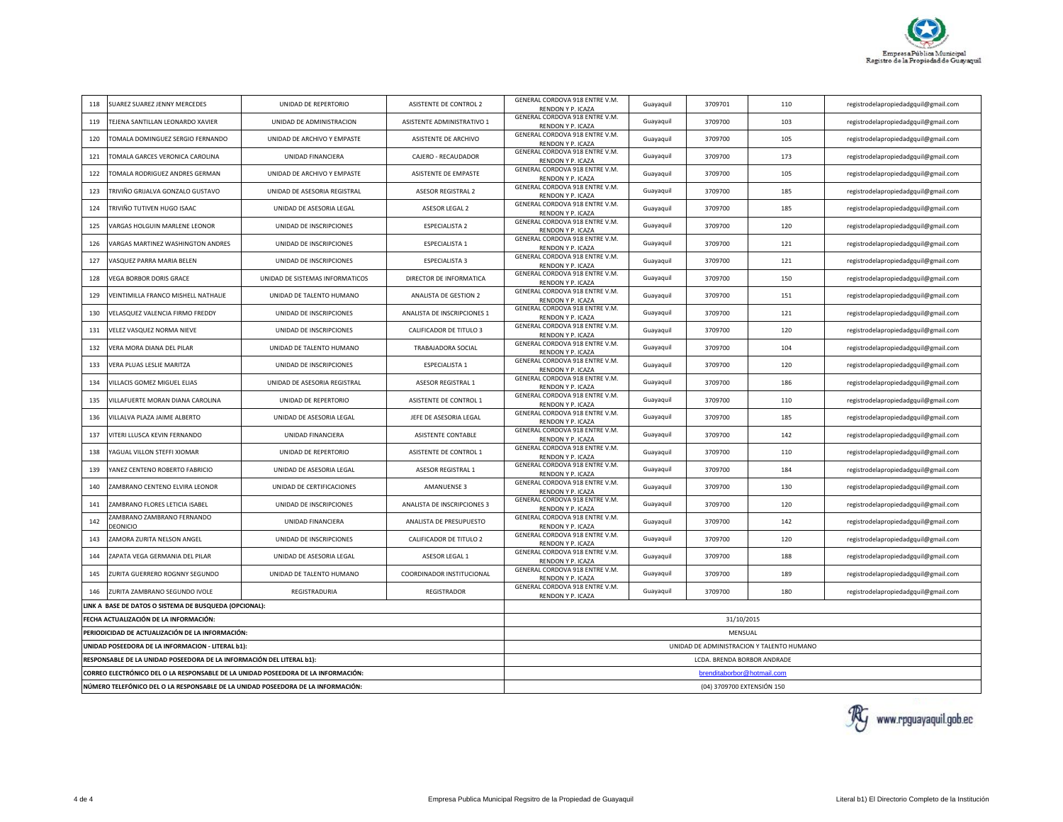| | | | | | | | | |
|---|---|---|---|---|---|---|---|---|
| 118 | SUAREZ SUAREZ JENNY MERCEDES | UNIDAD DE REPERTORIO | ASISTENTE DE CONTROL 2 | GENERAL CORDOVA 918 ENTRE V.M. RENDON Y P. ICAZA | Guayaquil | 3709701 | 110 | registrodelapropiedadgquil@gmail.com |
| 119 | TEJENA SANTILLAN LEONARDO XAVIER | UNIDAD DE ADMINISTRACION | ASISTENTE ADMINISTRATIVO 1 | GENERAL CORDOVA 918 ENTRE V.M. RENDON Y P. ICAZA | Guayaquil | 3709700 | 103 | registrodelapropiedadgquil@gmail.com |
| 120 | TOMALA DOMINGUEZ SERGIO FERNANDO | UNIDAD DE ARCHIVO Y EMPASTE | ASISTENTE DE ARCHIVO | GENERAL CORDOVA 918 ENTRE V.M. RENDON Y P. ICAZA | Guayaquil | 3709700 | 105 | registrodelapropiedadgquil@gmail.com |
| 121 | TOMALA GARCES VERONICA CAROLINA | UNIDAD FINANCIERA | CAJERO - RECAUDADOR | GENERAL CORDOVA 918 ENTRE V.M. RENDON Y P. ICAZA | Guayaquil | 3709700 | 173 | registrodelapropiedadgquil@gmail.com |
| 122 | TOMALA RODRIGUEZ ANDRES GERMAN | UNIDAD DE ARCHIVO Y EMPASTE | ASISTENTE DE EMPASTE | GENERAL CORDOVA 918 ENTRE V.M. RENDON Y P. ICAZA | Guayaquil | 3709700 | 105 | registrodelapropiedadgquil@gmail.com |
| 123 | TRIVIÑO GRIJALVA GONZALO GUSTAVO | UNIDAD DE ASESORIA REGISTRAL | ASESOR REGISTRAL 2 | GENERAL CORDOVA 918 ENTRE V.M. RENDON Y P. ICAZA | Guayaquil | 3709700 | 185 | registrodelapropiedadgquil@gmail.com |
| 124 | TRIVIÑO TUTIVEN HUGO ISAAC | UNIDAD DE ASESORIA LEGAL | ASESOR LEGAL 2 | GENERAL CORDOVA 918 ENTRE V.M. RENDON Y P. ICAZA | Guayaquil | 3709700 | 185 | registrodelapropiedadgquil@gmail.com |
| 125 | VARGAS HOLGUIN MARLENE LEONOR | UNIDAD DE INSCRIPCIONES | ESPECIALISTA 2 | GENERAL CORDOVA 918 ENTRE V.M. RENDON Y P. ICAZA | Guayaquil | 3709700 | 120 | registrodelapropiedadgquil@gmail.com |
| 126 | VARGAS MARTINEZ WASHINGTON ANDRES | UNIDAD DE INSCRIPCIONES | ESPECIALISTA 1 | GENERAL CORDOVA 918 ENTRE V.M. RENDON Y P. ICAZA | Guayaquil | 3709700 | 121 | registrodelapropiedadgquil@gmail.com |
| 127 | VASQUEZ PARRA MARIA BELEN | UNIDAD DE INSCRIPCIONES | ESPECIALISTA 3 | GENERAL CORDOVA 918 ENTRE V.M. RENDON Y P. ICAZA | Guayaquil | 3709700 | 121 | registrodelapropiedadgquil@gmail.com |
| 128 | VEGA BORBOR DORIS GRACE | UNIDAD DE SISTEMAS INFORMATICOS | DIRECTOR DE INFORMATICA | GENERAL CORDOVA 918 ENTRE V.M. RENDON Y P. ICAZA | Guayaquil | 3709700 | 150 | registrodelapropiedadgquil@gmail.com |
| 129 | VEINTIMILLA FRANCO MISHELL NATHALIE | UNIDAD DE TALENTO HUMANO | ANALISTA DE GESTION 2 | GENERAL CORDOVA 918 ENTRE V.M. RENDON Y P. ICAZA | Guayaquil | 3709700 | 151 | registrodelapropiedadgquil@gmail.com |
| 130 | VELASQUEZ VALENCIA FIRMO FREDDY | UNIDAD DE INSCRIPCIONES | ANALISTA DE INSCRIPCIONES 1 | GENERAL CORDOVA 918 ENTRE V.M. RENDON Y P. ICAZA | Guayaquil | 3709700 | 121 | registrodelapropiedadgquil@gmail.com |
| 131 | VELEZ VASQUEZ NORMA NIEVE | UNIDAD DE INSCRIPCIONES | CALIFICADOR DE TITULO 3 | GENERAL CORDOVA 918 ENTRE V.M. RENDON Y P. ICAZA | Guayaquil | 3709700 | 120 | registrodelapropiedadgquil@gmail.com |
| 132 | VERA MORA DIANA DEL PILAR | UNIDAD DE TALENTO HUMANO | TRABAJADORA SOCIAL | GENERAL CORDOVA 918 ENTRE V.M. RENDON Y P. ICAZA | Guayaquil | 3709700 | 104 | registrodelapropiedadgquil@gmail.com |
| 133 | VERA PLUAS LESLIE MARITZA | UNIDAD DE INSCRIPCIONES | ESPECIALISTA 1 | GENERAL CORDOVA 918 ENTRE V.M. RENDON Y P. ICAZA | Guayaquil | 3709700 | 120 | registrodelapropiedadgquil@gmail.com |
| 134 | VILLACIS GOMEZ MIGUEL ELIAS | UNIDAD DE ASESORIA REGISTRAL | ASESOR REGISTRAL 1 | GENERAL CORDOVA 918 ENTRE V.M. RENDON Y P. ICAZA | Guayaquil | 3709700 | 186 | registrodelapropiedadgquil@gmail.com |
| 135 | VILLAFUERTE MORAN DIANA CAROLINA | UNIDAD DE REPERTORIO | ASISTENTE DE CONTROL 1 | GENERAL CORDOVA 918 ENTRE V.M. RENDON Y P. ICAZA | Guayaquil | 3709700 | 110 | registrodelapropiedadgquil@gmail.com |
| 136 | VILLALVA PLAZA JAIME ALBERTO | UNIDAD DE ASESORIA LEGAL | JEFE DE ASESORIA LEGAL | GENERAL CORDOVA 918 ENTRE V.M. RENDON Y P. ICAZA | Guayaquil | 3709700 | 185 | registrodelapropiedadgquil@gmail.com |
| 137 | VITERI LLUSCA KEVIN FERNANDO | UNIDAD FINANCIERA | ASISTENTE CONTABLE | GENERAL CORDOVA 918 ENTRE V.M. RENDON Y P. ICAZA | Guayaquil | 3709700 | 142 | registrodelapropiedadgquil@gmail.com |
| 138 | YAGUAL VILLON STEFFI XIOMAR | UNIDAD DE REPERTORIO | ASISTENTE DE CONTROL 1 | GENERAL CORDOVA 918 ENTRE V.M. RENDON Y P. ICAZA | Guayaquil | 3709700 | 110 | registrodelapropiedadgquil@gmail.com |
| 139 | YANEZ CENTENO ROBERTO FABRICIO | UNIDAD DE ASESORIA LEGAL | ASESOR REGISTRAL 1 | GENERAL CORDOVA 918 ENTRE V.M. RENDON Y P. ICAZA | Guayaquil | 3709700 | 184 | registrodelapropiedadgquil@gmail.com |
| 140 | ZAMBRANO CENTENO ELVIRA LEONOR | UNIDAD DE CERTIFICACIONES | AMANUENSE 3 | GENERAL CORDOVA 918 ENTRE V.M. RENDON Y P. ICAZA | Guayaquil | 3709700 | 130 | registrodelapropiedadgquil@gmail.com |
| 141 | ZAMBRANO FLORES LETICIA ISABEL | UNIDAD DE INSCRIPCIONES | ANALISTA DE INSCRIPCIONES 3 | GENERAL CORDOVA 918 ENTRE V.M. RENDON Y P. ICAZA | Guayaquil | 3709700 | 120 | registrodelapropiedadgquil@gmail.com |
| 142 | ZAMBRANO ZAMBRANO FERNANDO DEONICIO | UNIDAD FINANCIERA | ANALISTA DE PRESUPUESTO | GENERAL CORDOVA 918 ENTRE V.M. RENDON Y P. ICAZA | Guayaquil | 3709700 | 142 | registrodelapropiedadgquil@gmail.com |
| 143 | ZAMORA ZURITA NELSON ANGEL | UNIDAD DE INSCRIPCIONES | CALIFICADOR DE TITULO 2 | GENERAL CORDOVA 918 ENTRE V.M. RENDON Y P. ICAZA | Guayaquil | 3709700 | 120 | registrodelapropiedadgquil@gmail.com |
| 144 | ZAPATA VEGA GERMANIA DEL PILAR | UNIDAD DE ASESORIA LEGAL | ASESOR LEGAL 1 | GENERAL CORDOVA 918 ENTRE V.M. RENDON Y P. ICAZA | Guayaquil | 3709700 | 188 | registrodelapropiedadgquil@gmail.com |
| 145 | ZURITA GUERRERO ROGNNY SEGUNDO | UNIDAD DE TALENTO HUMANO | COORDINADOR INSTITUCIONAL | GENERAL CORDOVA 918 ENTRE V.M. RENDON Y P. ICAZA | Guayaquil | 3709700 | 189 | registrodelapropiedadgquil@gmail.com |
| 146 | ZURITA ZAMBRANO SEGUNDO IVOLE | REGISTRADURIA | REGISTRADOR | GENERAL CORDOVA 918 ENTRE V.M. RENDON Y P. ICAZA | Guayaquil | 3709700 | 180 | registrodelapropiedadgquil@gmail.com |

| | |
|---|---|
| **LINK A BASE DE DATOS O SISTEMA DE BUSQUEDA (OPCIONAL):** | |
| **FECHA ACTUALIZACIÓN DE LA INFORMACIÓN:** | 31/10/2015 |
| **PERIODICIDAD DE ACTUALIZACIÓN DE LA INFORMACIÓN:** | MENSUAL |
| **UNIDAD POSEEDORA DE LA INFORMACION - LITERAL b1):** | UNIDAD DE ADMINISTRACION Y TALENTO HUMANO |
| **RESPONSABLE DE LA UNIDAD POSEEDORA DE LA INFORMACIÓN DEL LITERAL b1):** | LCDA. BRENDA BORBOR ANDRADE |
| **CORREO ELECTRÓNICO DEL O LA RESPONSABLE DE LA UNIDAD POSEEDORA DE LA INFORMACIÓN:** | brenditaborbor@hotmail.com |
| **NÚMERO TELEFÓNICO DEL O LA RESPONSABLE DE LA UNIDAD POSEEDORA DE LA INFORMACIÓN:** | (04) 3709700 EXTENSIÓN 150 |